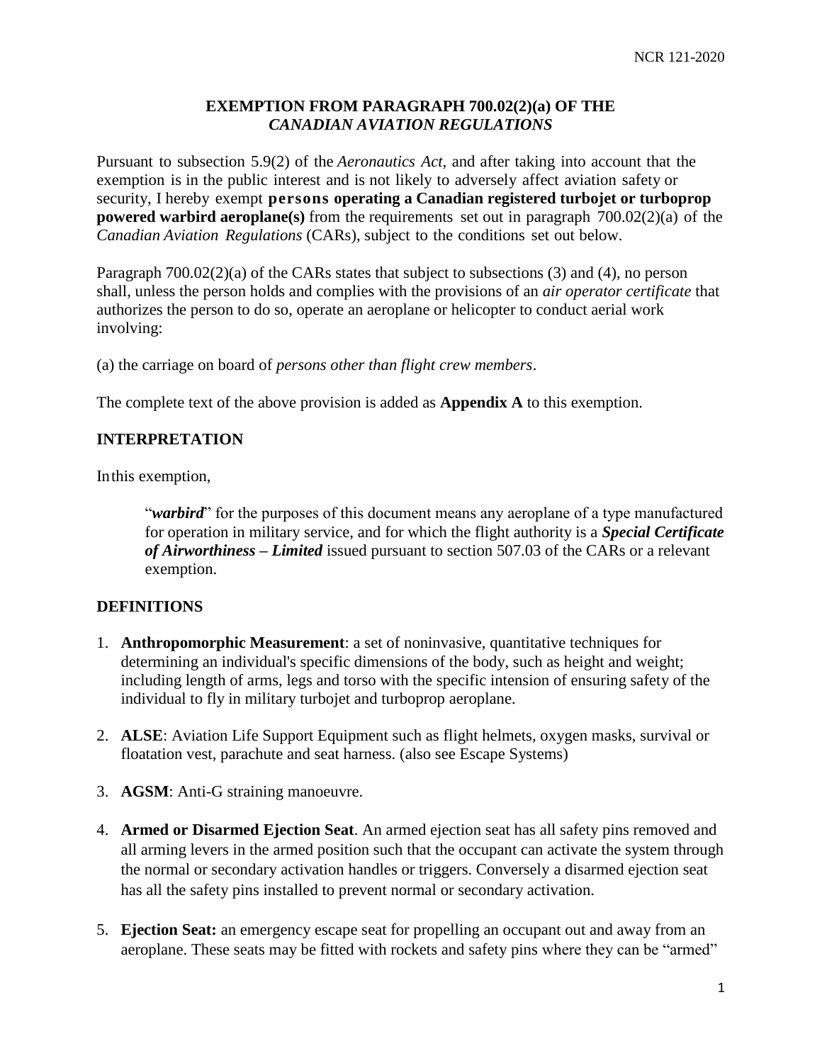# EXEMPTION FROM PARAGRAPH 700.02(2)(a) OF THE *CANADIAN AVIATION REGULATIONS*

Pursuant to subsection 5.9(2) of the *Aeronautics Act,* and after taking into account that the exemption is in the public interest and is not likely to adversely affect aviation safety or security, I hereby exempt **persons operating a Canadian registered turbojet or turboprop powered warbird aeroplane(s)** from the requirements set out in paragraph 700.02(2)(a) of the *Canadian Aviation Regulations* (CARs), subject to the conditions set out below.

Paragraph 700.02(2)(a) of the CARs states that subject to subsections (3) and (4), no person shall, unless the person holds and complies with the provisions of an *air operator certificate* that authorizes the person to do so, operate an aeroplane or helicopter to conduct aerial work involving:

(a) the carriage on board of *persons other than flight crew members*.

The complete text of the above provision is added as **Appendix A** to this exemption.

## INTERPRETATION

In this exemption,

> "***warbird***" for the purposes of this document means any aeroplane of a type manufactured for operation in military service, and for which the flight authority is a ***Special Certificate of Airworthiness – Limited*** issued pursuant to section 507.03 of the CARs or a relevant exemption.

## DEFINITIONS

1. **Anthropomorphic Measurement**: a set of noninvasive, quantitative techniques for determining an individual's specific dimensions of the body, such as height and weight; including length of arms, legs and torso with the specific intension of ensuring safety of the individual to fly in military turbojet and turboprop aeroplane.
2. **ALSE**: Aviation Life Support Equipment such as flight helmets, oxygen masks, survival or floatation vest, parachute and seat harness. (also see Escape Systems)
3. **AGSM**: Anti-G straining manoeuvre.
4. **Armed or Disarmed Ejection Seat**. An armed ejection seat has all safety pins removed and all arming levers in the armed position such that the occupant can activate the system through the normal or secondary activation handles or triggers. Conversely a disarmed ejection seat has all the safety pins installed to prevent normal or secondary activation.
5. **Ejection Seat:** an emergency escape seat for propelling an occupant out and away from an aeroplane. These seats may be fitted with rockets and safety pins where they can be "armed"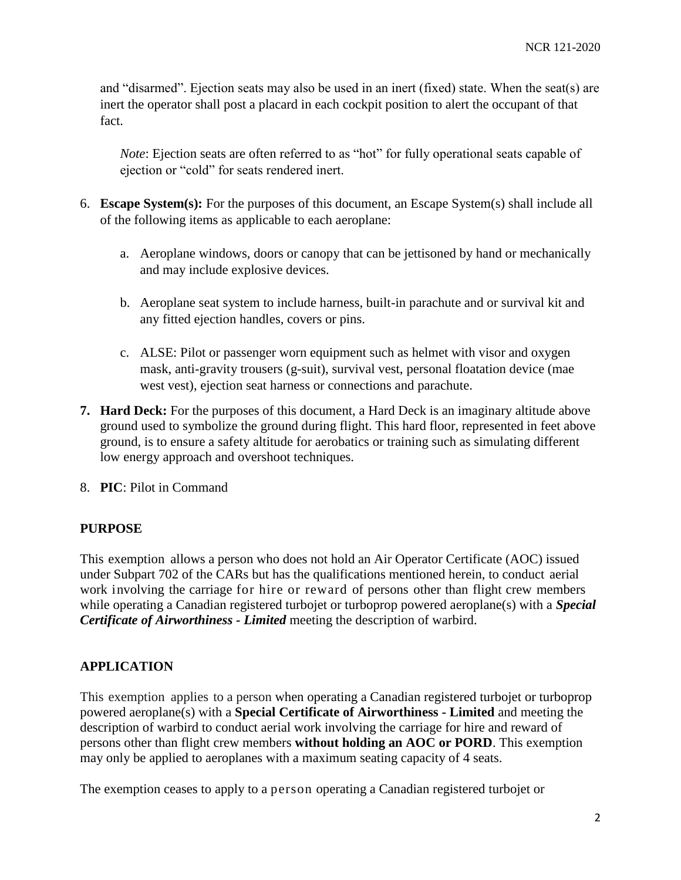and "disarmed". Ejection seats may also be used in an inert (fixed) state. When the seat(s) are inert the operator shall post a placard in each cockpit position to alert the occupant of that fact.

*Note*: Ejection seats are often referred to as "hot" for fully operational seats capable of ejection or "cold" for seats rendered inert.

6. **Escape System(s):** For the purposes of this document, an Escape System(s) shall include all of the following items as applicable to each aeroplane:

   a. Aeroplane windows, doors or canopy that can be jettisoned by hand or mechanically and may include explosive devices.

   b. Aeroplane seat system to include harness, built-in parachute and or survival kit and any fitted ejection handles, covers or pins.

   c. ALSE: Pilot or passenger worn equipment such as helmet with visor and oxygen mask, anti-gravity trousers (g-suit), survival vest, personal floatation device (mae west vest), ejection seat harness or connections and parachute.

7. **Hard Deck:** For the purposes of this document, a Hard Deck is an imaginary altitude above ground used to symbolize the ground during flight. This hard floor, represented in feet above ground, is to ensure a safety altitude for aerobatics or training such as simulating different low energy approach and overshoot techniques.

8. **PIC**: Pilot in Command

## PURPOSE

This exemption allows a person who does not hold an Air Operator Certificate (AOC) issued under Subpart 702 of the CARs but has the qualifications mentioned herein, to conduct aerial work involving the carriage for hire or reward of persons other than flight crew members while operating a Canadian registered turbojet or turboprop powered aeroplane(s) with a ***Special Certificate of Airworthiness - Limited*** meeting the description of warbird.

## APPLICATION

This exemption applies to a person when operating a Canadian registered turbojet or turboprop powered aeroplane(s) with a **Special Certificate of Airworthiness - Limited** and meeting the description of warbird to conduct aerial work involving the carriage for hire and reward of persons other than flight crew members **without holding an AOC or PORD**. This exemption may only be applied to aeroplanes with a maximum seating capacity of 4 seats.

The exemption ceases to apply to a person operating a Canadian registered turbojet or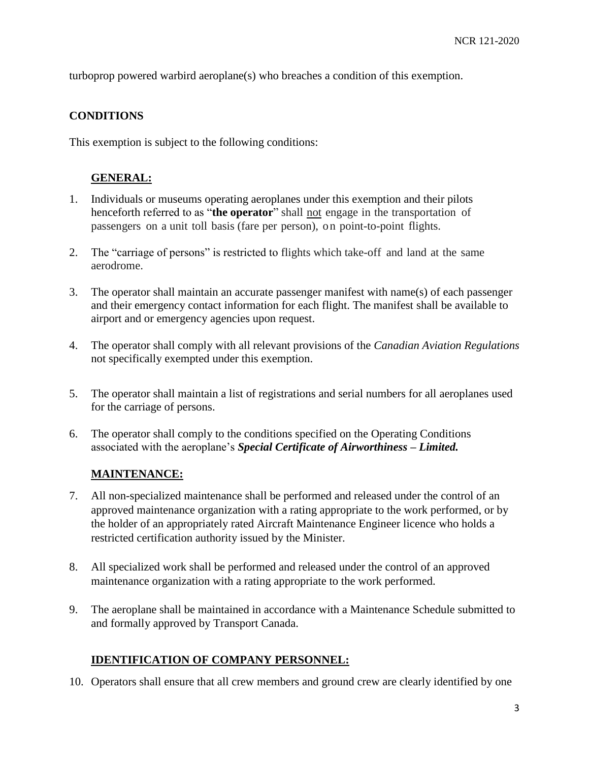turboprop powered warbird aeroplane(s) who breaches a condition of this exemption.

## CONDITIONS

This exemption is subject to the following conditions:

### GENERAL:

1. Individuals or museums operating aeroplanes under this exemption and their pilots henceforth referred to as "**the operator**" shall not engage in the transportation of passengers on a unit toll basis (fare per person), on point-to-point flights.

2. The "carriage of persons" is restricted to flights which take-off and land at the same aerodrome.

3. The operator shall maintain an accurate passenger manifest with name(s) of each passenger and their emergency contact information for each flight. The manifest shall be available to airport and or emergency agencies upon request.

4. The operator shall comply with all relevant provisions of the *Canadian Aviation Regulations* not specifically exempted under this exemption.

5. The operator shall maintain a list of registrations and serial numbers for all aeroplanes used for the carriage of persons.

6. The operator shall comply to the conditions specified on the Operating Conditions associated with the aeroplane's ***Special Certificate of Airworthiness – Limited.***

### MAINTENANCE:

7. All non-specialized maintenance shall be performed and released under the control of an approved maintenance organization with a rating appropriate to the work performed, or by the holder of an appropriately rated Aircraft Maintenance Engineer licence who holds a restricted certification authority issued by the Minister.

8. All specialized work shall be performed and released under the control of an approved maintenance organization with a rating appropriate to the work performed.

9. The aeroplane shall be maintained in accordance with a Maintenance Schedule submitted to and formally approved by Transport Canada.

### IDENTIFICATION OF COMPANY PERSONNEL:

10. Operators shall ensure that all crew members and ground crew are clearly identified by one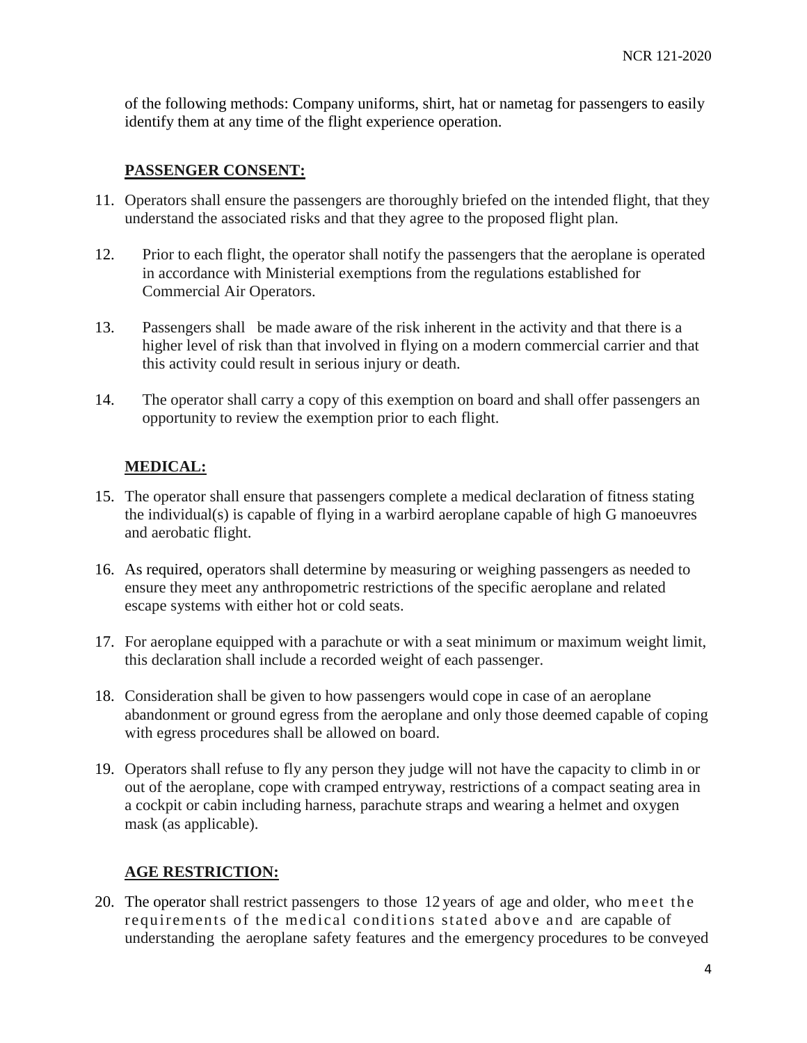of the following methods: Company uniforms, shirt, hat or nametag for passengers to easily identify them at any time of the flight experience operation.

**PASSENGER CONSENT:**

11. Operators shall ensure the passengers are thoroughly briefed on the intended flight, that they understand the associated risks and that they agree to the proposed flight plan.

12. Prior to each flight, the operator shall notify the passengers that the aeroplane is operated in accordance with Ministerial exemptions from the regulations established for Commercial Air Operators.

13. Passengers shall be made aware of the risk inherent in the activity and that there is a higher level of risk than that involved in flying on a modern commercial carrier and that this activity could result in serious injury or death.

14. The operator shall carry a copy of this exemption on board and shall offer passengers an opportunity to review the exemption prior to each flight.

**MEDICAL:**

15. The operator shall ensure that passengers complete a medical declaration of fitness stating the individual(s) is capable of flying in a warbird aeroplane capable of high G manoeuvres and aerobatic flight.

16. As required, operators shall determine by measuring or weighing passengers as needed to ensure they meet any anthropometric restrictions of the specific aeroplane and related escape systems with either hot or cold seats.

17. For aeroplane equipped with a parachute or with a seat minimum or maximum weight limit, this declaration shall include a recorded weight of each passenger.

18. Consideration shall be given to how passengers would cope in case of an aeroplane abandonment or ground egress from the aeroplane and only those deemed capable of coping with egress procedures shall be allowed on board.

19. Operators shall refuse to fly any person they judge will not have the capacity to climb in or out of the aeroplane, cope with cramped entryway, restrictions of a compact seating area in a cockpit or cabin including harness, parachute straps and wearing a helmet and oxygen mask (as applicable).

**AGE RESTRICTION:**

20. The operator shall restrict passengers to those 12 years of age and older, who meet the requirements of the medical conditions stated above and are capable of understanding the aeroplane safety features and the emergency procedures to be conveyed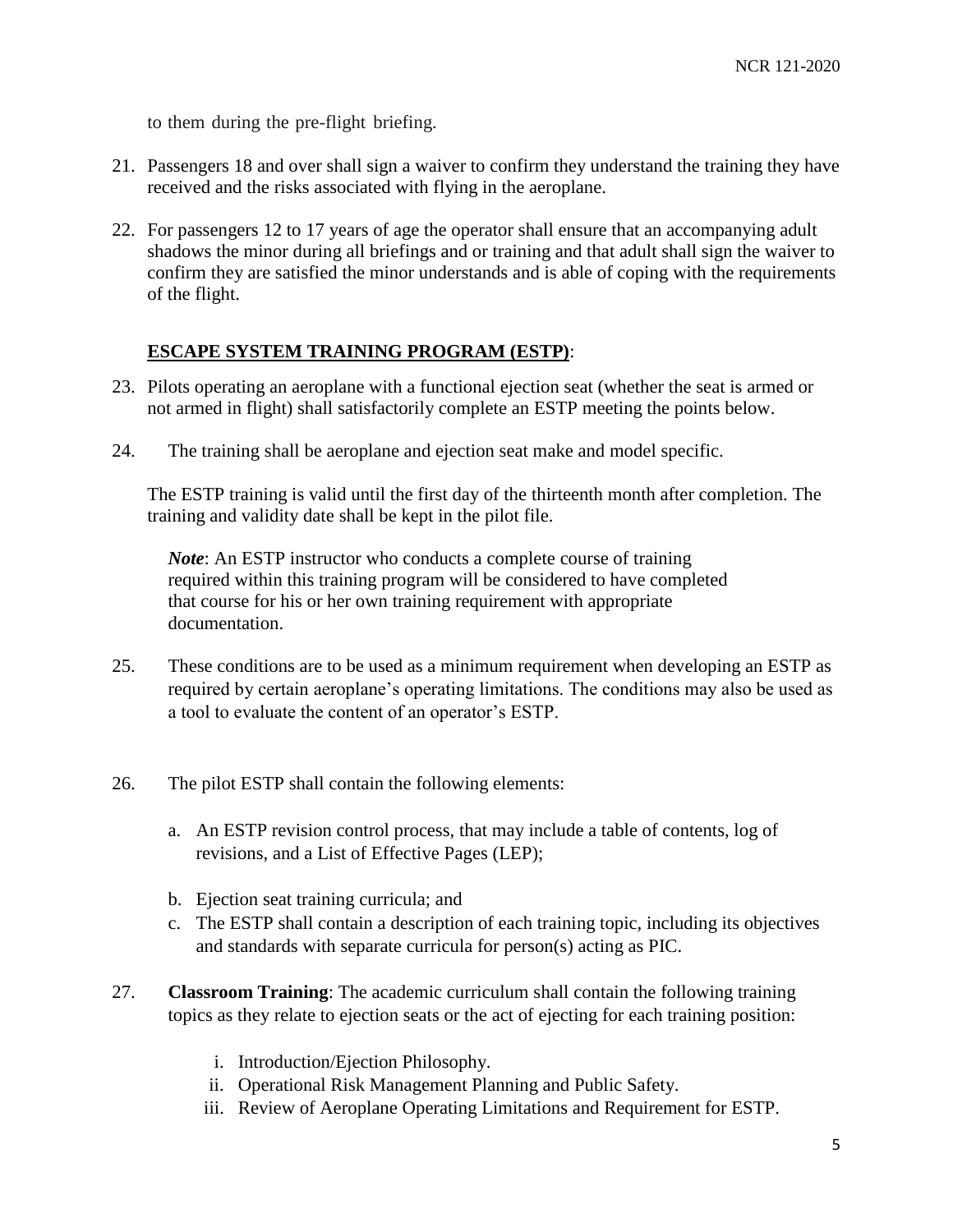to them during the pre-flight briefing.

21. Passengers 18 and over shall sign a waiver to confirm they understand the training they have received and the risks associated with flying in the aeroplane.

22. For passengers 12 to 17 years of age the operator shall ensure that an accompanying adult shadows the minor during all briefings and or training and that adult shall sign the waiver to confirm they are satisfied the minor understands and is able of coping with the requirements of the flight.

## **ESCAPE SYSTEM TRAINING PROGRAM (ESTP)**:

23. Pilots operating an aeroplane with a functional ejection seat (whether the seat is armed or not armed in flight) shall satisfactorily complete an ESTP meeting the points below.

24. The training shall be aeroplane and ejection seat make and model specific.

    The ESTP training is valid until the first day of the thirteenth month after completion. The training and validity date shall be kept in the pilot file.

    ***Note***: An ESTP instructor who conducts a complete course of training required within this training program will be considered to have completed that course for his or her own training requirement with appropriate documentation.

25. These conditions are to be used as a minimum requirement when developing an ESTP as required by certain aeroplane's operating limitations. The conditions may also be used as a tool to evaluate the content of an operator's ESTP.

26. The pilot ESTP shall contain the following elements:

    a. An ESTP revision control process, that may include a table of contents, log of revisions, and a List of Effective Pages (LEP);

    b. Ejection seat training curricula; and

    c. The ESTP shall contain a description of each training topic, including its objectives and standards with separate curricula for person(s) acting as PIC.

27. **Classroom Training**: The academic curriculum shall contain the following training topics as they relate to ejection seats or the act of ejecting for each training position:

    i. Introduction/Ejection Philosophy.

    ii. Operational Risk Management Planning and Public Safety.

    iii. Review of Aeroplane Operating Limitations and Requirement for ESTP.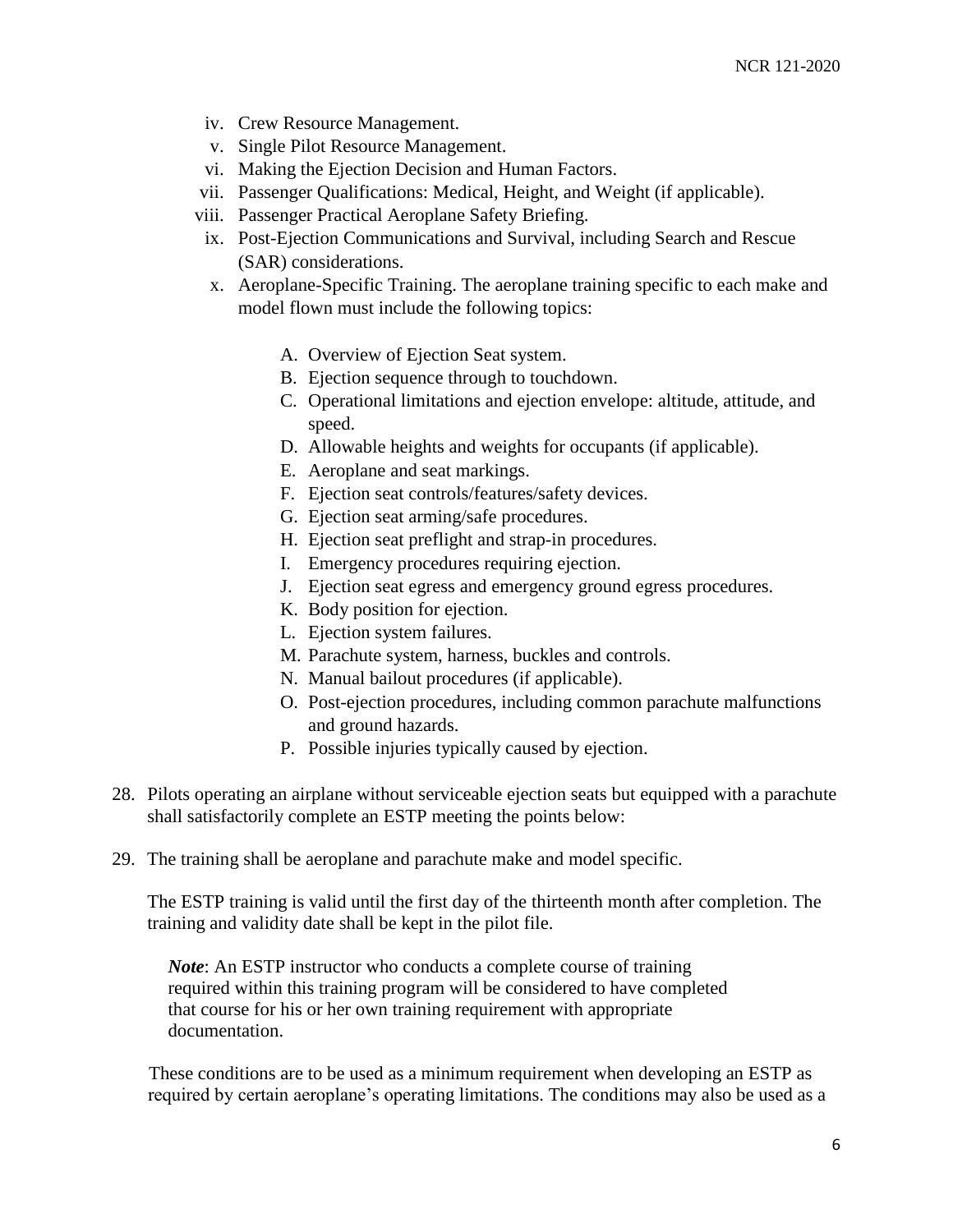iv. Crew Resource Management.
v. Single Pilot Resource Management.
vi. Making the Ejection Decision and Human Factors.
vii. Passenger Qualifications: Medical, Height, and Weight (if applicable).
viii. Passenger Practical Aeroplane Safety Briefing.
ix. Post-Ejection Communications and Survival, including Search and Rescue (SAR) considerations.
x. Aeroplane-Specific Training. The aeroplane training specific to each make and model flown must include the following topics:

    A. Overview of Ejection Seat system.
    B. Ejection sequence through to touchdown.
    C. Operational limitations and ejection envelope: altitude, attitude, and speed.
    D. Allowable heights and weights for occupants (if applicable).
    E. Aeroplane and seat markings.
    F. Ejection seat controls/features/safety devices.
    G. Ejection seat arming/safe procedures.
    H. Ejection seat preflight and strap-in procedures.
    I. Emergency procedures requiring ejection.
    J. Ejection seat egress and emergency ground egress procedures.
    K. Body position for ejection.
    L. Ejection system failures.
    M. Parachute system, harness, buckles and controls.
    N. Manual bailout procedures (if applicable).
    O. Post-ejection procedures, including common parachute malfunctions and ground hazards.
    P. Possible injuries typically caused by ejection.

28. Pilots operating an airplane without serviceable ejection seats but equipped with a parachute shall satisfactorily complete an ESTP meeting the points below:

29. The training shall be aeroplane and parachute make and model specific.

The ESTP training is valid until the first day of the thirteenth month after completion. The training and validity date shall be kept in the pilot file.

> ***Note***: An ESTP instructor who conducts a complete course of training required within this training program will be considered to have completed that course for his or her own training requirement with appropriate documentation.

These conditions are to be used as a minimum requirement when developing an ESTP as required by certain aeroplane's operating limitations. The conditions may also be used as a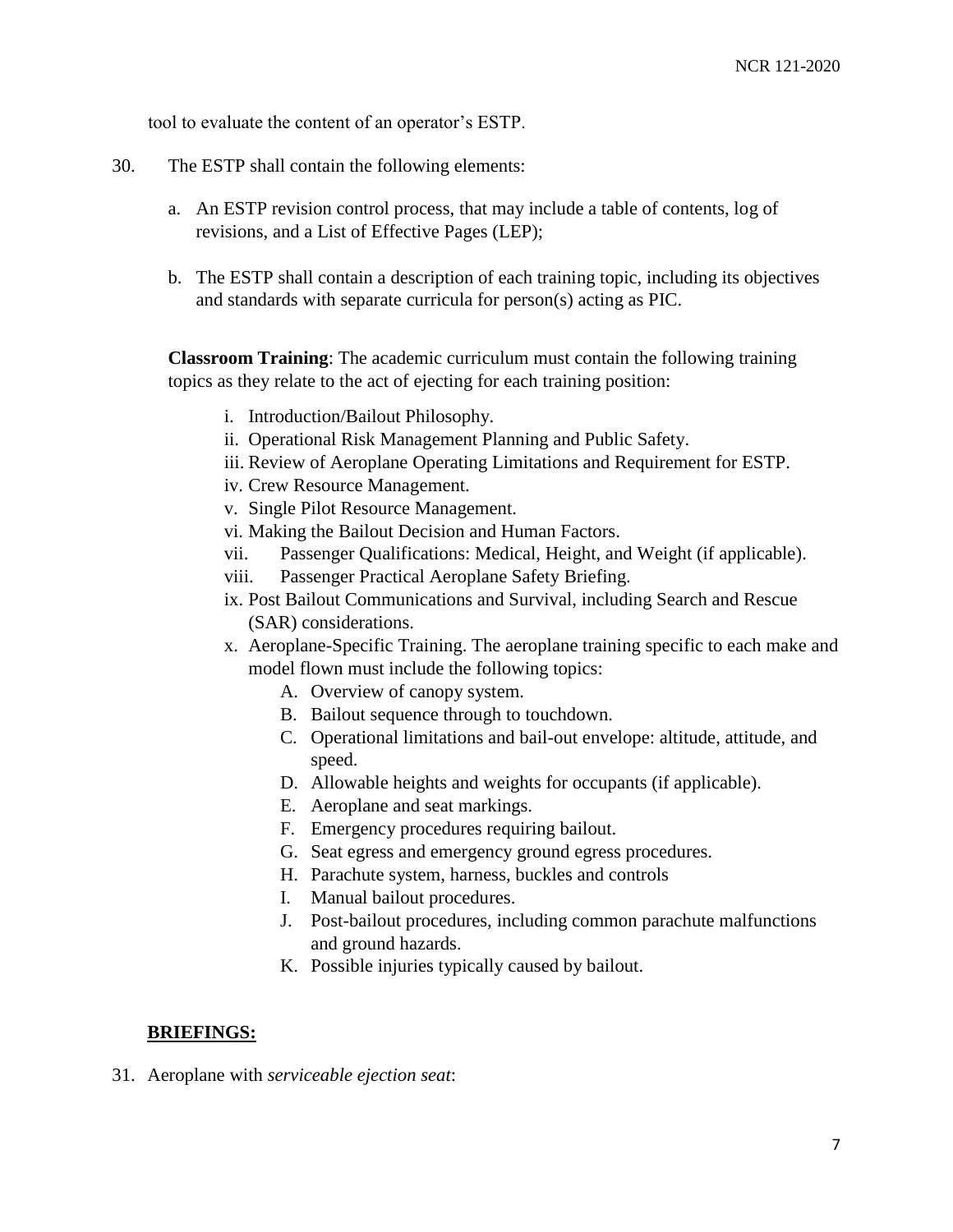tool to evaluate the content of an operator's ESTP.

30. The ESTP shall contain the following elements:

    a. An ESTP revision control process, that may include a table of contents, log of revisions, and a List of Effective Pages (LEP);

    b. The ESTP shall contain a description of each training topic, including its objectives and standards with separate curricula for person(s) acting as PIC.

    **Classroom Training**: The academic curriculum must contain the following training topics as they relate to the act of ejecting for each training position:

    i. Introduction/Bailout Philosophy.
    ii. Operational Risk Management Planning and Public Safety.
    iii. Review of Aeroplane Operating Limitations and Requirement for ESTP.
    iv. Crew Resource Management.
    v. Single Pilot Resource Management.
    vi. Making the Bailout Decision and Human Factors.
    vii. Passenger Qualifications: Medical, Height, and Weight (if applicable).
    viii. Passenger Practical Aeroplane Safety Briefing.
    ix. Post Bailout Communications and Survival, including Search and Rescue (SAR) considerations.
    x. Aeroplane-Specific Training. The aeroplane training specific to each make and model flown must include the following topics:
        A. Overview of canopy system.
        B. Bailout sequence through to touchdown.
        C. Operational limitations and bail-out envelope: altitude, attitude, and speed.
        D. Allowable heights and weights for occupants (if applicable).
        E. Aeroplane and seat markings.
        F. Emergency procedures requiring bailout.
        G. Seat egress and emergency ground egress procedures.
        H. Parachute system, harness, buckles and controls
        I. Manual bailout procedures.
        J. Post-bailout procedures, including common parachute malfunctions and ground hazards.
        K. Possible injuries typically caused by bailout.

**BRIEFINGS:**

31. Aeroplane with *serviceable ejection seat*: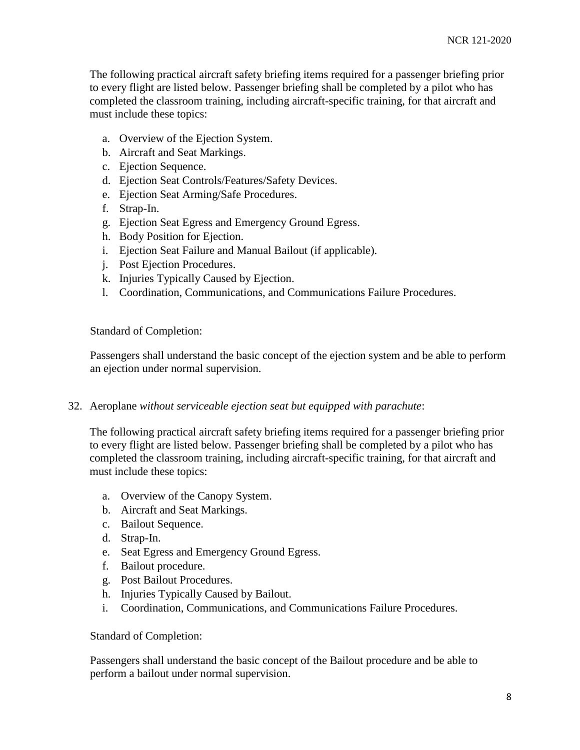The following practical aircraft safety briefing items required for a passenger briefing prior to every flight are listed below. Passenger briefing shall be completed by a pilot who has completed the classroom training, including aircraft-specific training, for that aircraft and must include these topics:

a. Overview of the Ejection System.
b. Aircraft and Seat Markings.
c. Ejection Sequence.
d. Ejection Seat Controls/Features/Safety Devices.
e. Ejection Seat Arming/Safe Procedures.
f. Strap-In.
g. Ejection Seat Egress and Emergency Ground Egress.
h. Body Position for Ejection.
i. Ejection Seat Failure and Manual Bailout (if applicable).
j. Post Ejection Procedures.
k. Injuries Typically Caused by Ejection.
l. Coordination, Communications, and Communications Failure Procedures.

Standard of Completion:

Passengers shall understand the basic concept of the ejection system and be able to perform an ejection under normal supervision.

32. Aeroplane *without serviceable ejection seat but equipped with parachute*:

The following practical aircraft safety briefing items required for a passenger briefing prior to every flight are listed below. Passenger briefing shall be completed by a pilot who has completed the classroom training, including aircraft-specific training, for that aircraft and must include these topics:

a. Overview of the Canopy System.
b. Aircraft and Seat Markings.
c. Bailout Sequence.
d. Strap-In.
e. Seat Egress and Emergency Ground Egress.
f. Bailout procedure.
g. Post Bailout Procedures.
h. Injuries Typically Caused by Bailout.
i. Coordination, Communications, and Communications Failure Procedures.

Standard of Completion:

Passengers shall understand the basic concept of the Bailout procedure and be able to perform a bailout under normal supervision.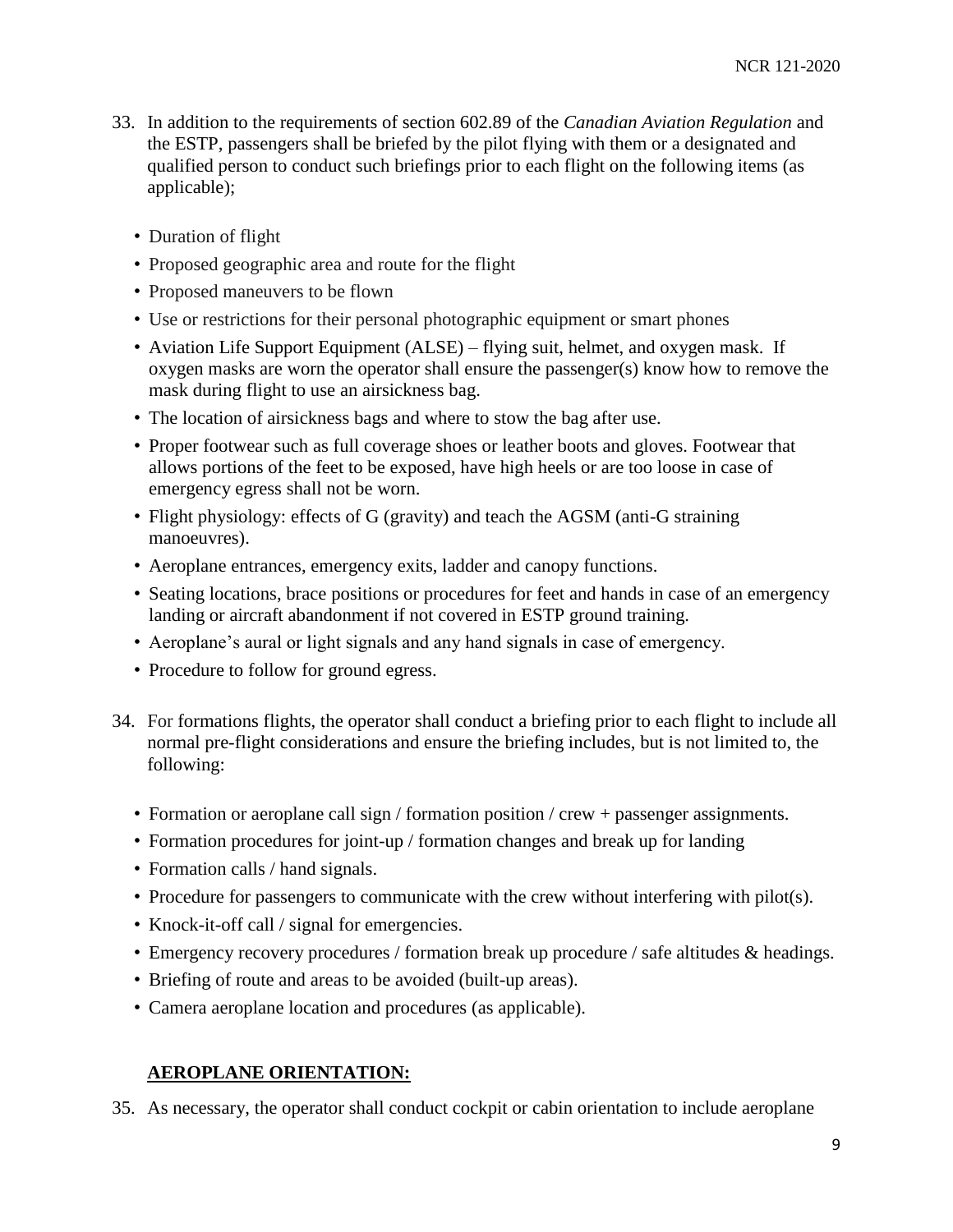33. In addition to the requirements of section 602.89 of the *Canadian Aviation Regulation* and the ESTP, passengers shall be briefed by the pilot flying with them or a designated and qualified person to conduct such briefings prior to each flight on the following items (as applicable);

   - Duration of flight
   - Proposed geographic area and route for the flight
   - Proposed maneuvers to be flown
   - Use or restrictions for their personal photographic equipment or smart phones
   - Aviation Life Support Equipment (ALSE) – flying suit, helmet, and oxygen mask. If oxygen masks are worn the operator shall ensure the passenger(s) know how to remove the mask during flight to use an airsickness bag.
   - The location of airsickness bags and where to stow the bag after use.
   - Proper footwear such as full coverage shoes or leather boots and gloves. Footwear that allows portions of the feet to be exposed, have high heels or are too loose in case of emergency egress shall not be worn.
   - Flight physiology: effects of G (gravity) and teach the AGSM (anti-G straining manoeuvres).
   - Aeroplane entrances, emergency exits, ladder and canopy functions.
   - Seating locations, brace positions or procedures for feet and hands in case of an emergency landing or aircraft abandonment if not covered in ESTP ground training.
   - Aeroplane's aural or light signals and any hand signals in case of emergency.
   - Procedure to follow for ground egress.

34. For formations flights, the operator shall conduct a briefing prior to each flight to include all normal pre-flight considerations and ensure the briefing includes, but is not limited to, the following:

   - Formation or aeroplane call sign / formation position / crew + passenger assignments.
   - Formation procedures for joint-up / formation changes and break up for landing
   - Formation calls / hand signals.
   - Procedure for passengers to communicate with the crew without interfering with pilot(s).
   - Knock-it-off call / signal for emergencies.
   - Emergency recovery procedures / formation break up procedure / safe altitudes & headings.
   - Briefing of route and areas to be avoided (built-up areas).
   - Camera aeroplane location and procedures (as applicable).

## AEROPLANE ORIENTATION:

35. As necessary, the operator shall conduct cockpit or cabin orientation to include aeroplane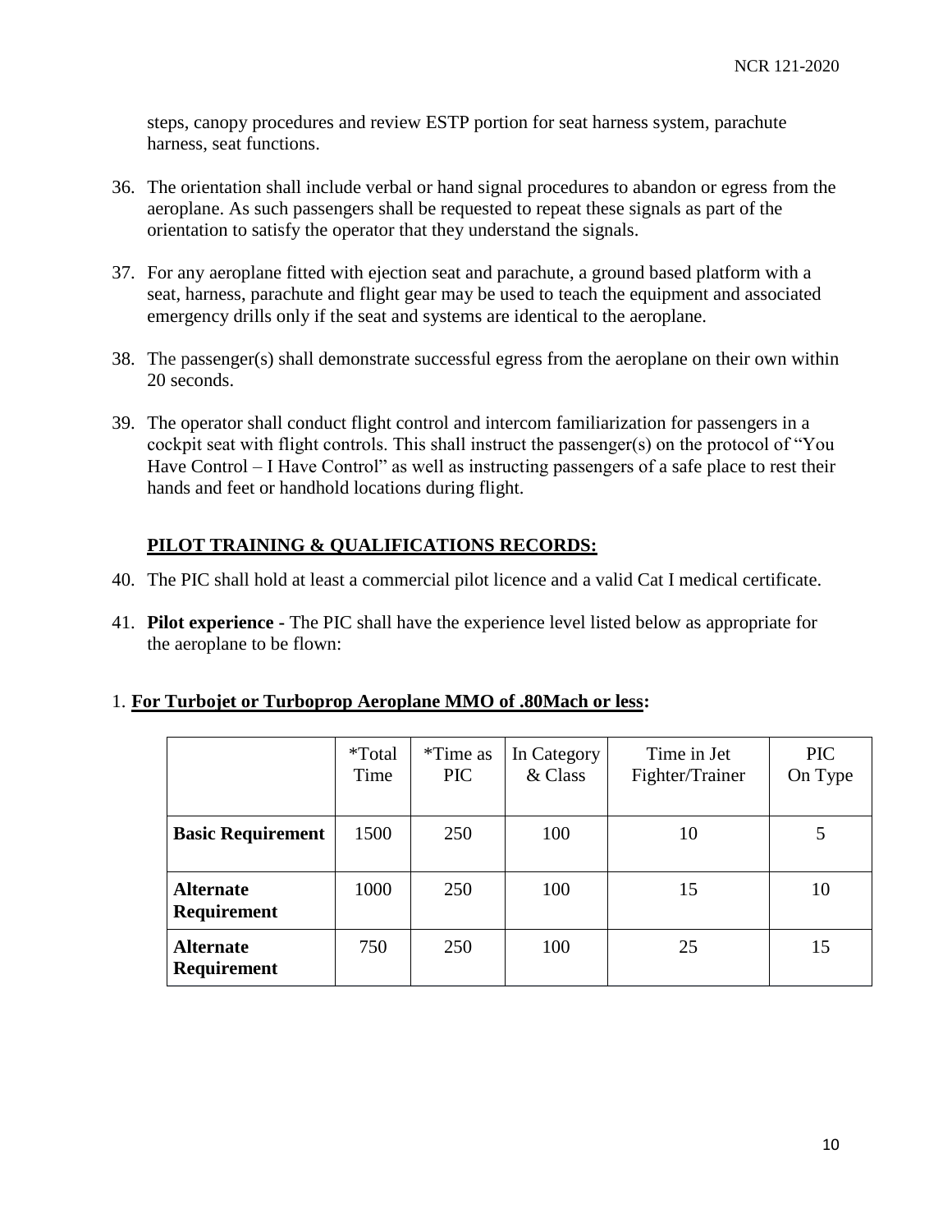steps, canopy procedures and review ESTP portion for seat harness system, parachute harness, seat functions.

36. The orientation shall include verbal or hand signal procedures to abandon or egress from the aeroplane. As such passengers shall be requested to repeat these signals as part of the orientation to satisfy the operator that they understand the signals.

37. For any aeroplane fitted with ejection seat and parachute, a ground based platform with a seat, harness, parachute and flight gear may be used to teach the equipment and associated emergency drills only if the seat and systems are identical to the aeroplane.

38. The passenger(s) shall demonstrate successful egress from the aeroplane on their own within 20 seconds.

39. The operator shall conduct flight control and intercom familiarization for passengers in a cockpit seat with flight controls. This shall instruct the passenger(s) on the protocol of "You Have Control – I Have Control" as well as instructing passengers of a safe place to rest their hands and feet or handhold locations during flight.

## PILOT TRAINING & QUALIFICATIONS RECORDS:

40. The PIC shall hold at least a commercial pilot licence and a valid Cat I medical certificate.

41. **Pilot experience -** The PIC shall have the experience level listed below as appropriate for the aeroplane to be flown:

1. **For Turbojet or Turboprop Aeroplane MMO of .80Mach or less:**

| | *Total Time | *Time as PIC | In Category & Class | Time in Jet Fighter/Trainer | PIC On Type |
|---|---|---|---|---|---|
| **Basic Requirement** | 1500 | 250 | 100 | 10 | 5 |
| **Alternate Requirement** | 1000 | 250 | 100 | 15 | 10 |
| **Alternate Requirement** | 750 | 250 | 100 | 25 | 15 |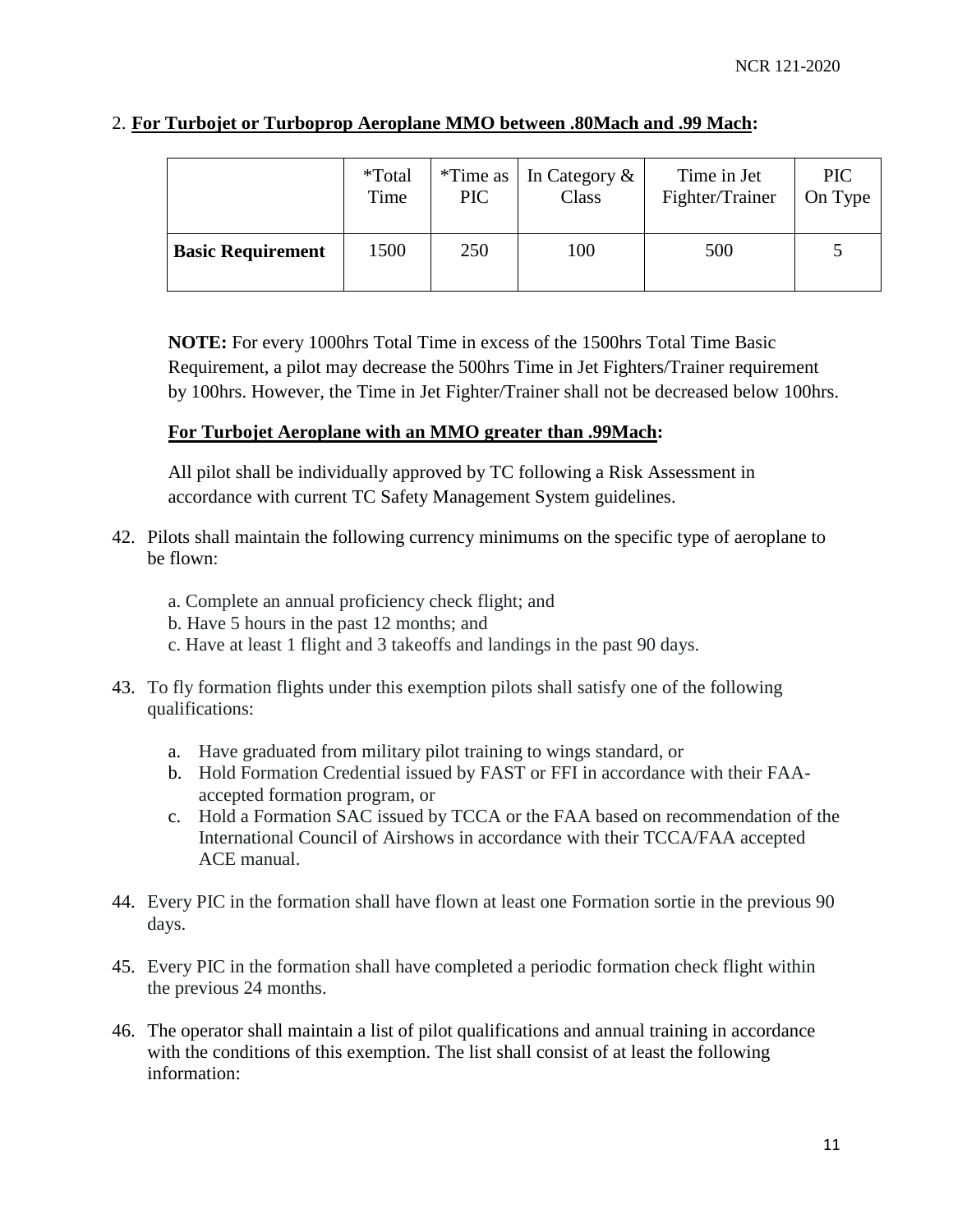2. **For Turbojet or Turboprop Aeroplane MMO between .80Mach and .99 Mach:**

| | *Total Time | *Time as PIC | In Category & Class | Time in Jet Fighter/Trainer | PIC On Type |
|---|---|---|---|---|---|
| **Basic Requirement** | 1500 | 250 | 100 | 500 | 5 |

**NOTE:** For every 1000hrs Total Time in excess of the 1500hrs Total Time Basic Requirement, a pilot may decrease the 500hrs Time in Jet Fighters/Trainer requirement by 100hrs. However, the Time in Jet Fighter/Trainer shall not be decreased below 100hrs.

**For Turbojet Aeroplane with an MMO greater than .99Mach:**

All pilot shall be individually approved by TC following a Risk Assessment in accordance with current TC Safety Management System guidelines.

42. Pilots shall maintain the following currency minimums on the specific type of aeroplane to be flown:

    a. Complete an annual proficiency check flight; and
    b. Have 5 hours in the past 12 months; and
    c. Have at least 1 flight and 3 takeoffs and landings in the past 90 days.

43. To fly formation flights under this exemption pilots shall satisfy one of the following qualifications:

    a. Have graduated from military pilot training to wings standard, or
    b. Hold Formation Credential issued by FAST or FFI in accordance with their FAA-accepted formation program, or
    c. Hold a Formation SAC issued by TCCA or the FAA based on recommendation of the International Council of Airshows in accordance with their TCCA/FAA accepted ACE manual.

44. Every PIC in the formation shall have flown at least one Formation sortie in the previous 90 days.

45. Every PIC in the formation shall have completed a periodic formation check flight within the previous 24 months.

46. The operator shall maintain a list of pilot qualifications and annual training in accordance with the conditions of this exemption. The list shall consist of at least the following information: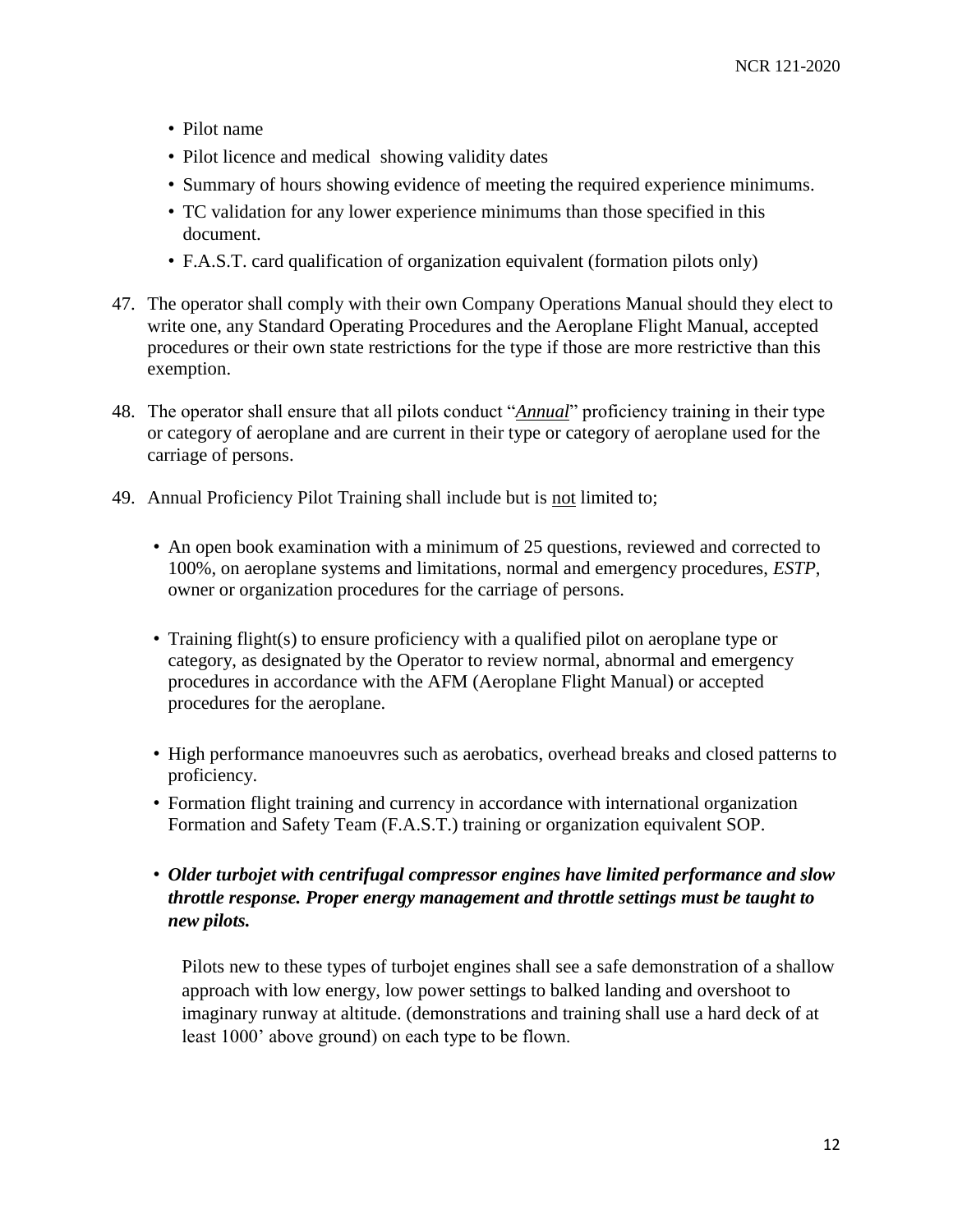- Pilot name
- Pilot licence and medical showing validity dates
- Summary of hours showing evidence of meeting the required experience minimums.
- TC validation for any lower experience minimums than those specified in this document.
- F.A.S.T. card qualification of organization equivalent (formation pilots only)

47. The operator shall comply with their own Company Operations Manual should they elect to write one, any Standard Operating Procedures and the Aeroplane Flight Manual, accepted procedures or their own state restrictions for the type if those are more restrictive than this exemption.

48. The operator shall ensure that all pilots conduct "*Annual*" proficiency training in their type or category of aeroplane and are current in their type or category of aeroplane used for the carriage of persons.

49. Annual Proficiency Pilot Training shall include but is not limited to;

    - An open book examination with a minimum of 25 questions, reviewed and corrected to 100%, on aeroplane systems and limitations, normal and emergency procedures, *ESTP*, owner or organization procedures for the carriage of persons.

    - Training flight(s) to ensure proficiency with a qualified pilot on aeroplane type or category, as designated by the Operator to review normal, abnormal and emergency procedures in accordance with the AFM (Aeroplane Flight Manual) or accepted procedures for the aeroplane.

    - High performance manoeuvres such as aerobatics, overhead breaks and closed patterns to proficiency.
    - Formation flight training and currency in accordance with international organization Formation and Safety Team (F.A.S.T.) training or organization equivalent SOP.

    - ***Older turbojet with centrifugal compressor engines have limited performance and slow throttle response. Proper energy management and throttle settings must be taught to new pilots.***

      Pilots new to these types of turbojet engines shall see a safe demonstration of a shallow approach with low energy, low power settings to balked landing and overshoot to imaginary runway at altitude. (demonstrations and training shall use a hard deck of at least 1000' above ground) on each type to be flown.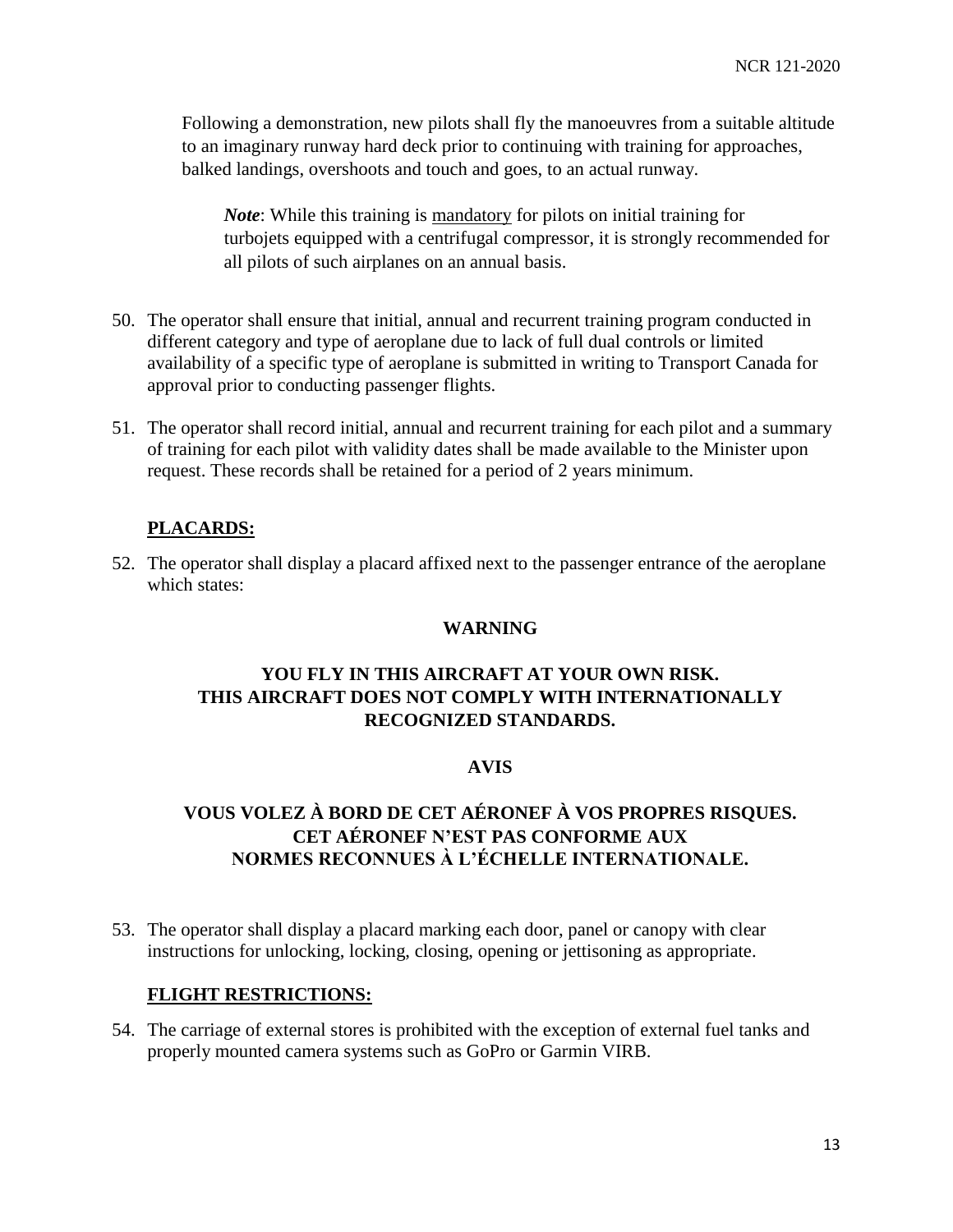Following a demonstration, new pilots shall fly the manoeuvres from a suitable altitude to an imaginary runway hard deck prior to continuing with training for approaches, balked landings, overshoots and touch and goes, to an actual runway.

> ***Note***: While this training is mandatory for pilots on initial training for turbojets equipped with a centrifugal compressor, it is strongly recommended for all pilots of such airplanes on an annual basis.

50. The operator shall ensure that initial, annual and recurrent training program conducted in different category and type of aeroplane due to lack of full dual controls or limited availability of a specific type of aeroplane is submitted in writing to Transport Canada for approval prior to conducting passenger flights.

51. The operator shall record initial, annual and recurrent training for each pilot and a summary of training for each pilot with validity dates shall be made available to the Minister upon request. These records shall be retained for a period of 2 years minimum.

**PLACARDS:**

52. The operator shall display a placard affixed next to the passenger entrance of the aeroplane which states:

**WARNING**

**YOU FLY IN THIS AIRCRAFT AT YOUR OWN RISK.  
THIS AIRCRAFT DOES NOT COMPLY WITH INTERNATIONALLY RECOGNIZED STANDARDS.**

**AVIS**

**VOUS VOLEZ À BORD DE CET AÉRONEF À VOS PROPRES RISQUES.  
CET AÉRONEF N'EST PAS CONFORME AUX  
NORMES RECONNUES À L'ÉCHELLE INTERNATIONALE.**

53. The operator shall display a placard marking each door, panel or canopy with clear instructions for unlocking, locking, closing, opening or jettisoning as appropriate.

**FLIGHT RESTRICTIONS:**

54. The carriage of external stores is prohibited with the exception of external fuel tanks and properly mounted camera systems such as GoPro or Garmin VIRB.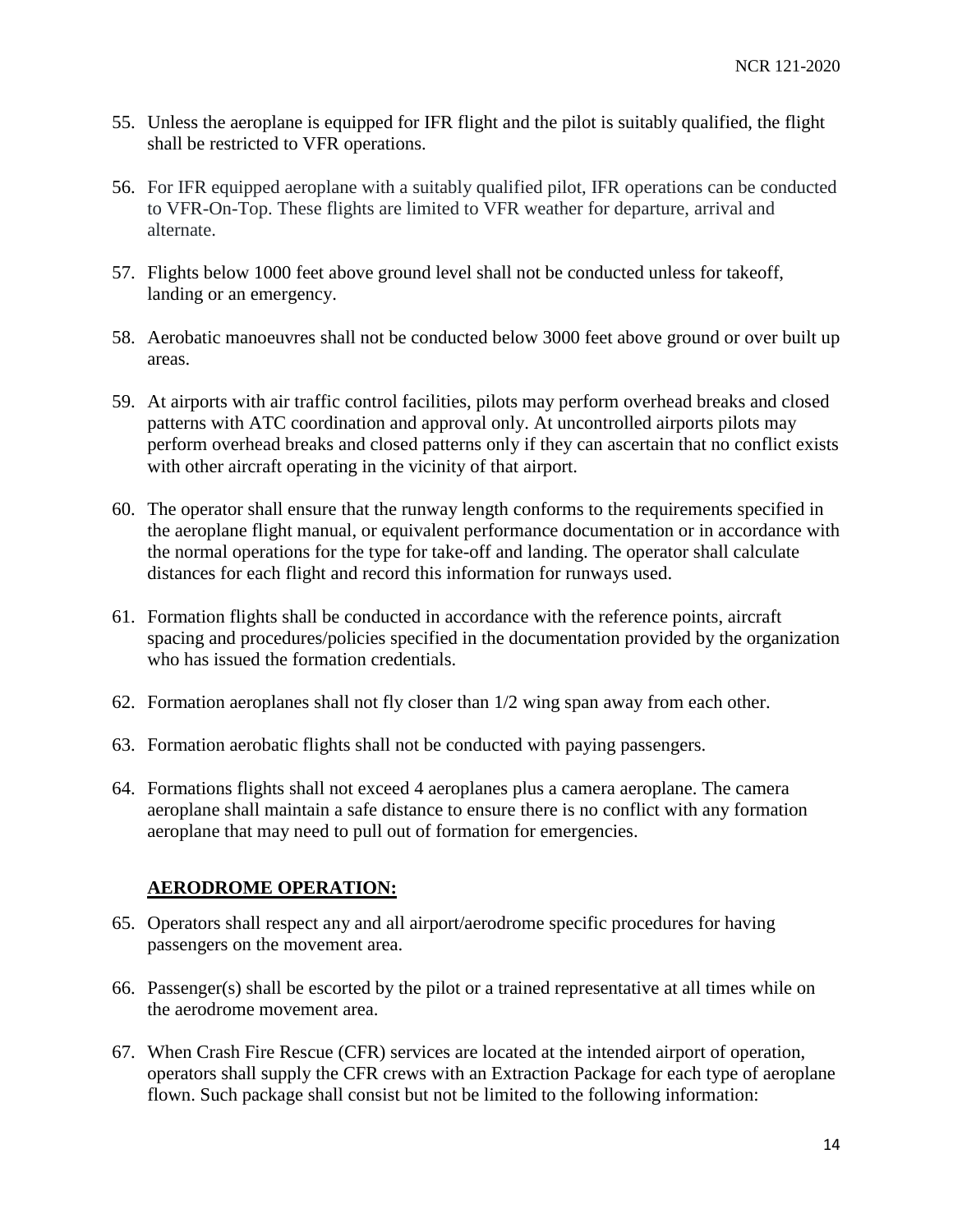55. Unless the aeroplane is equipped for IFR flight and the pilot is suitably qualified, the flight shall be restricted to VFR operations.

56. For IFR equipped aeroplane with a suitably qualified pilot, IFR operations can be conducted to VFR-On-Top. These flights are limited to VFR weather for departure, arrival and alternate.

57. Flights below 1000 feet above ground level shall not be conducted unless for takeoff, landing or an emergency.

58. Aerobatic manoeuvres shall not be conducted below 3000 feet above ground or over built up areas.

59. At airports with air traffic control facilities, pilots may perform overhead breaks and closed patterns with ATC coordination and approval only. At uncontrolled airports pilots may perform overhead breaks and closed patterns only if they can ascertain that no conflict exists with other aircraft operating in the vicinity of that airport.

60. The operator shall ensure that the runway length conforms to the requirements specified in the aeroplane flight manual, or equivalent performance documentation or in accordance with the normal operations for the type for take-off and landing. The operator shall calculate distances for each flight and record this information for runways used.

61. Formation flights shall be conducted in accordance with the reference points, aircraft spacing and procedures/policies specified in the documentation provided by the organization who has issued the formation credentials.

62. Formation aeroplanes shall not fly closer than 1/2 wing span away from each other.

63. Formation aerobatic flights shall not be conducted with paying passengers.

64. Formations flights shall not exceed 4 aeroplanes plus a camera aeroplane. The camera aeroplane shall maintain a safe distance to ensure there is no conflict with any formation aeroplane that may need to pull out of formation for emergencies.

## AERODROME OPERATION:

65. Operators shall respect any and all airport/aerodrome specific procedures for having passengers on the movement area.

66. Passenger(s) shall be escorted by the pilot or a trained representative at all times while on the aerodrome movement area.

67. When Crash Fire Rescue (CFR) services are located at the intended airport of operation, operators shall supply the CFR crews with an Extraction Package for each type of aeroplane flown. Such package shall consist but not be limited to the following information: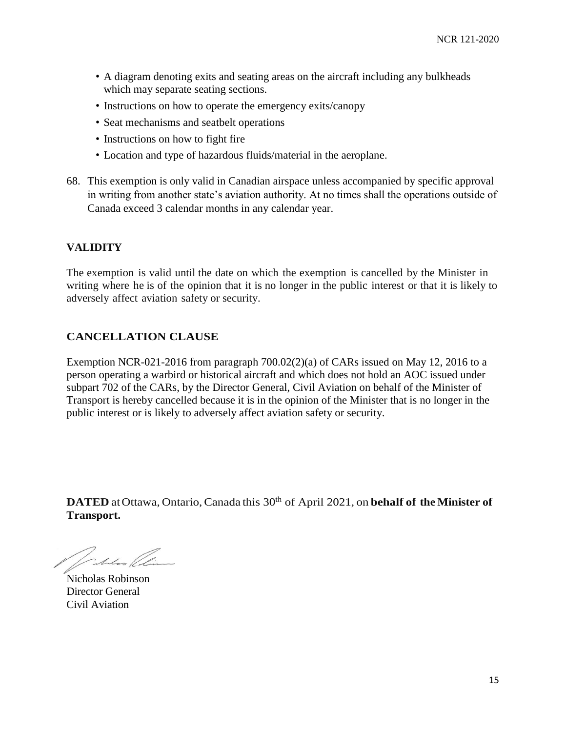- A diagram denoting exits and seating areas on the aircraft including any bulkheads which may separate seating sections.
- Instructions on how to operate the emergency exits/canopy
- Seat mechanisms and seatbelt operations
- Instructions on how to fight fire
- Location and type of hazardous fluids/material in the aeroplane.

68. This exemption is only valid in Canadian airspace unless accompanied by specific approval in writing from another state's aviation authority. At no times shall the operations outside of Canada exceed 3 calendar months in any calendar year.

## VALIDITY

The exemption is valid until the date on which the exemption is cancelled by the Minister in writing where he is of the opinion that it is no longer in the public interest or that it is likely to adversely affect aviation safety or security.

## CANCELLATION CLAUSE

Exemption NCR-021-2016 from paragraph 700.02(2)(a) of CARs issued on May 12, 2016 to a person operating a warbird or historical aircraft and which does not hold an AOC issued under subpart 702 of the CARs, by the Director General, Civil Aviation on behalf of the Minister of Transport is hereby cancelled because it is in the opinion of the Minister that is no longer in the public interest or is likely to adversely affect aviation safety or security.

**DATED** at Ottawa, Ontario, Canada this 30th of April 2021, on **behalf of the Minister of Transport.**

Nicholas Robinson
Director General
Civil Aviation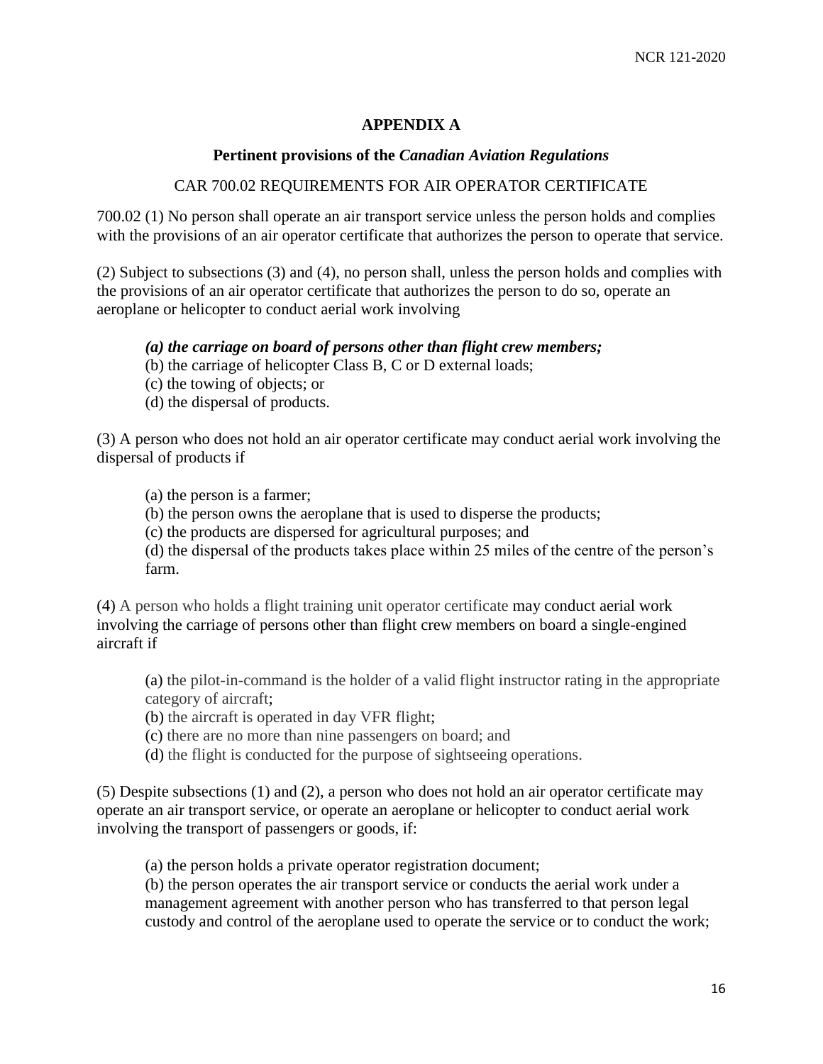## APPENDIX A

### Pertinent provisions of the *Canadian Aviation Regulations*

CAR 700.02 REQUIREMENTS FOR AIR OPERATOR CERTIFICATE

700.02 (1) No person shall operate an air transport service unless the person holds and complies with the provisions of an air operator certificate that authorizes the person to operate that service.

(2) Subject to subsections (3) and (4), no person shall, unless the person holds and complies with the provisions of an air operator certificate that authorizes the person to do so, operate an aeroplane or helicopter to conduct aerial work involving

> ***(a) the carriage on board of persons other than flight crew members;***
> (b) the carriage of helicopter Class B, C or D external loads;
> (c) the towing of objects; or
> (d) the dispersal of products.

(3) A person who does not hold an air operator certificate may conduct aerial work involving the dispersal of products if

> (a) the person is a farmer;
> (b) the person owns the aeroplane that is used to disperse the products;
> (c) the products are dispersed for agricultural purposes; and
> (d) the dispersal of the products takes place within 25 miles of the centre of the person's farm.

(4) A person who holds a flight training unit operator certificate may conduct aerial work involving the carriage of persons other than flight crew members on board a single-engined aircraft if

> (a) the pilot-in-command is the holder of a valid flight instructor rating in the appropriate category of aircraft;
> (b) the aircraft is operated in day VFR flight;
> (c) there are no more than nine passengers on board; and
> (d) the flight is conducted for the purpose of sightseeing operations.

(5) Despite subsections (1) and (2), a person who does not hold an air operator certificate may operate an air transport service, or operate an aeroplane or helicopter to conduct aerial work involving the transport of passengers or goods, if:

> (a) the person holds a private operator registration document;
> (b) the person operates the air transport service or conducts the aerial work under a management agreement with another person who has transferred to that person legal custody and control of the aeroplane used to operate the service or to conduct the work;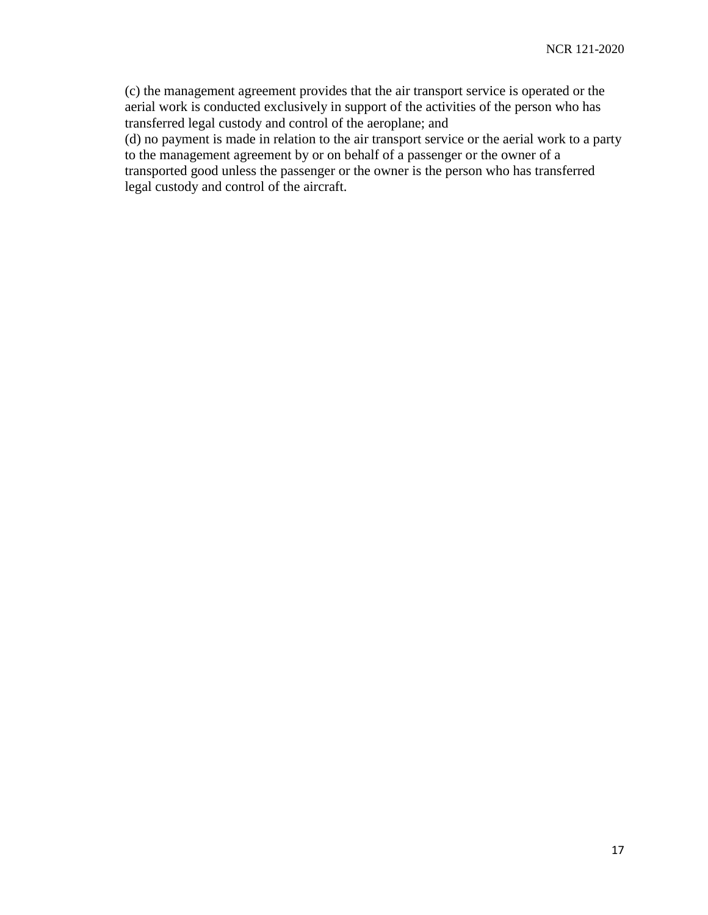(c) the management agreement provides that the air transport service is operated or the aerial work is conducted exclusively in support of the activities of the person who has transferred legal custody and control of the aeroplane; and

(d) no payment is made in relation to the air transport service or the aerial work to a party to the management agreement by or on behalf of a passenger or the owner of a transported good unless the passenger or the owner is the person who has transferred legal custody and control of the aircraft.